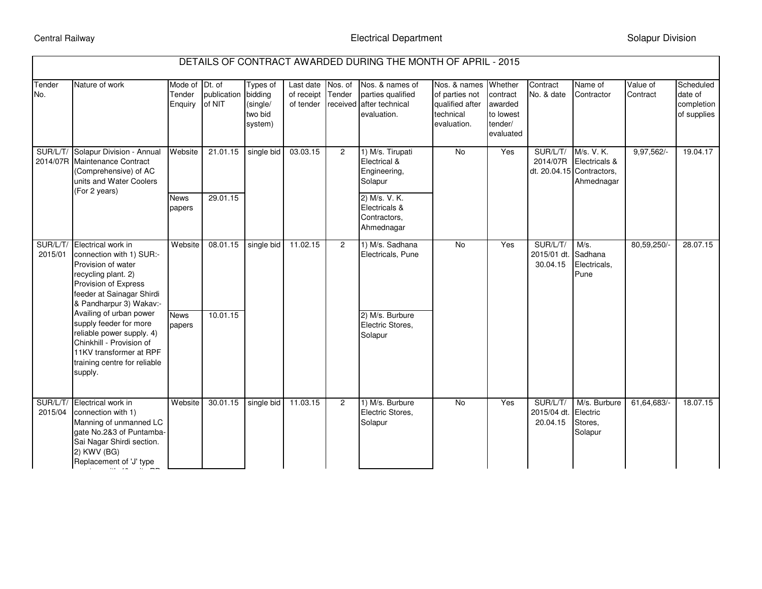Central Railway — Electrical Department — Solapur Division

# DETAILS OF CONTRACT AWARDED DURING THE MONTH OF APRIL - 2015

| Tender No. | Nature of work | Mode of Tender Enquiry | Dt. of publication of NIT | Types of bidding (single/ two bid system) | Last date of receipt of tender | Nos. of Tender received | Nos. & names of parties qualified after technical evaluation. | Nos. & names of parties not qualified after technical evaluation. | Whether contract awarded to lowest tender/ evaluated | Contract No. & date | Name of Contractor | Value of Contract | Scheduled date of completion of supplies |
|---|---|---|---|---|---|---|---|---|---|---|---|---|---|
| SUR/L/T/ 2014/07R | Solapur Division - Annual Maintenance Contract (Comprehensive) of AC units and Water Coolers (For 2 years) | Website | 21.01.15 | single bid | 03.03.15 | 2 | 1) M/s. Tirupati Electrical & Engineering, Solapur | No | Yes | SUR/L/T/ 2014/07R dt. 20.04.15 | M/s. V. K. Electricals & Contractors, Ahmednagar | 9,97,562/- | 19.04.17 |
| | | News papers | 29.01.15 | | | | 2) M/s. V. K. Electricals & Contractors, Ahmednagar | | | | | | |
| SUR/L/T/ 2015/01 | Electrical work in connection with 1) SUR:- Provision of water recycling plant. 2) Provision of Express feeder at Sainagar Shirdi & Pandharpur 3) Wakav:- Availing of urban power supply feeder for more reliable power supply. 4) Chinkhill - Provision of 11KV transformer at RPF training centre for reliable supply. | Website | 08.01.15 | single bid | 11.02.15 | 2 | 1) M/s. Sadhana Electricals, Pune | No | Yes | SUR/L/T/ 2015/01 dt. 30.04.15 | M/s. Sadhana Electricals, Pune | 80,59,250/- | 28.07.15 |
| | | News papers | 10.01.15 | | | | 2) M/s. Burbure Electric Stores, Solapur | | | | | | |
| SUR/L/T/ 2015/04 | Electrical work in connection with 1) Manning of unmanned LC gate No.2&3 of Puntamba-Sai Nagar Shirdi section. 2) KWV (BG) Replacement of 'J' type | Website | 30.01.15 | single bid | 11.03.15 | 2 | 1) M/s. Burbure Electric Stores, Solapur | No | Yes | SUR/L/T/ 2015/04 dt. 20.04.15 | M/s. Burbure Electric Stores, Solapur | 61,64,683/- | 18.07.15 |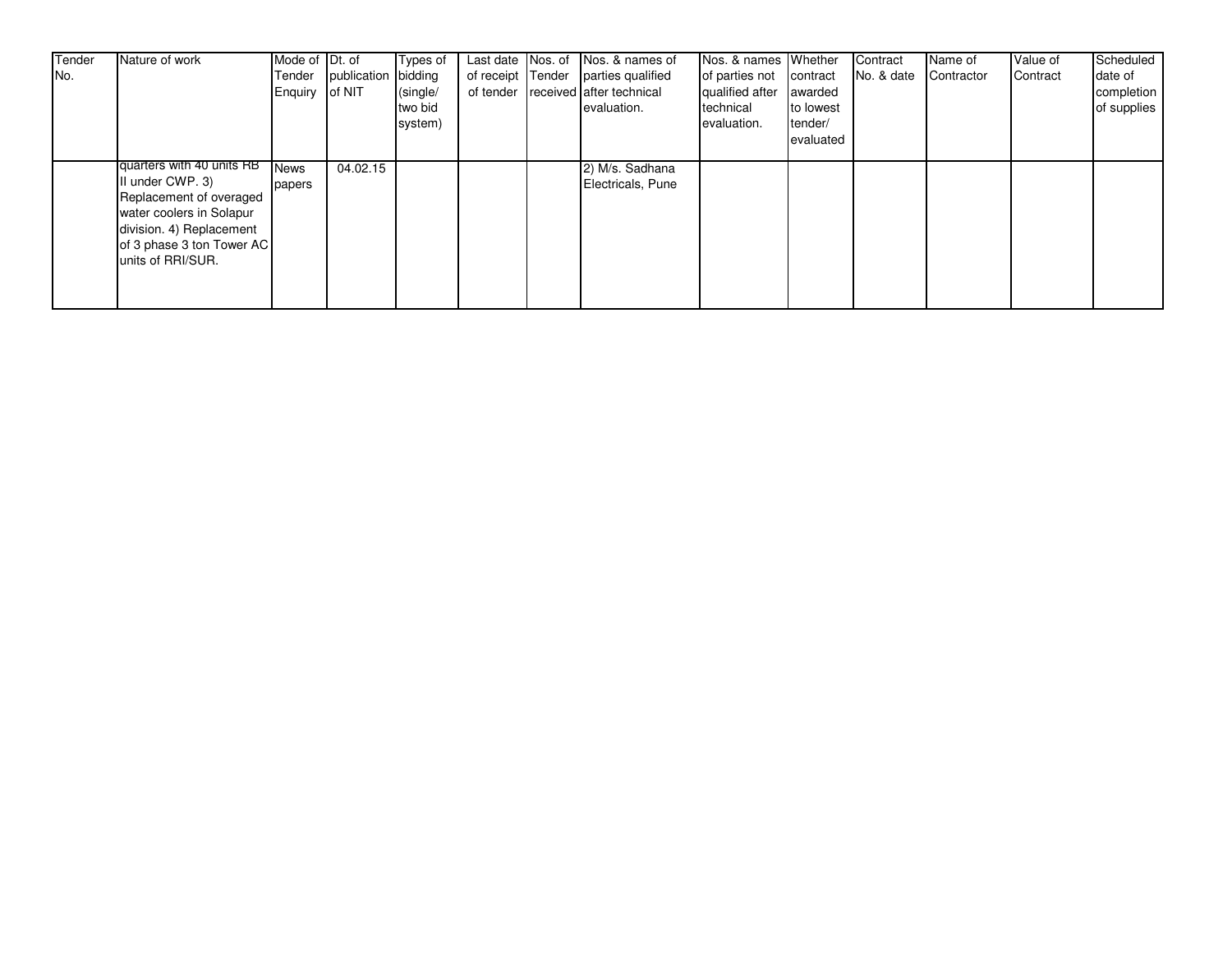| Tender No. | Nature of work | Mode of Tender Enquiry | Dt. of publication of NIT | Types of bidding (single/ two bid system) | Last date of receipt of tender | Nos. of Tender received | Nos. & names of parties qualified after technical evaluation. | Nos. & names of parties not qualified after technical evaluation. | Whether contract awarded to lowest tender/ evaluated | Contract No. & date | Name of Contractor | Value of Contract | Scheduled date of completion of supplies |
|---|---|---|---|---|---|---|---|---|---|---|---|---|---|
| | quarters with 40 units RB II under CWP. 3) Replacement of overaged water coolers in Solapur division. 4) Replacement of 3 phase 3 ton Tower AC units of RRI/SUR. | News papers | 04.02.15 | | | | 2) M/s. Sadhana Electricals, Pune | | | | | | |